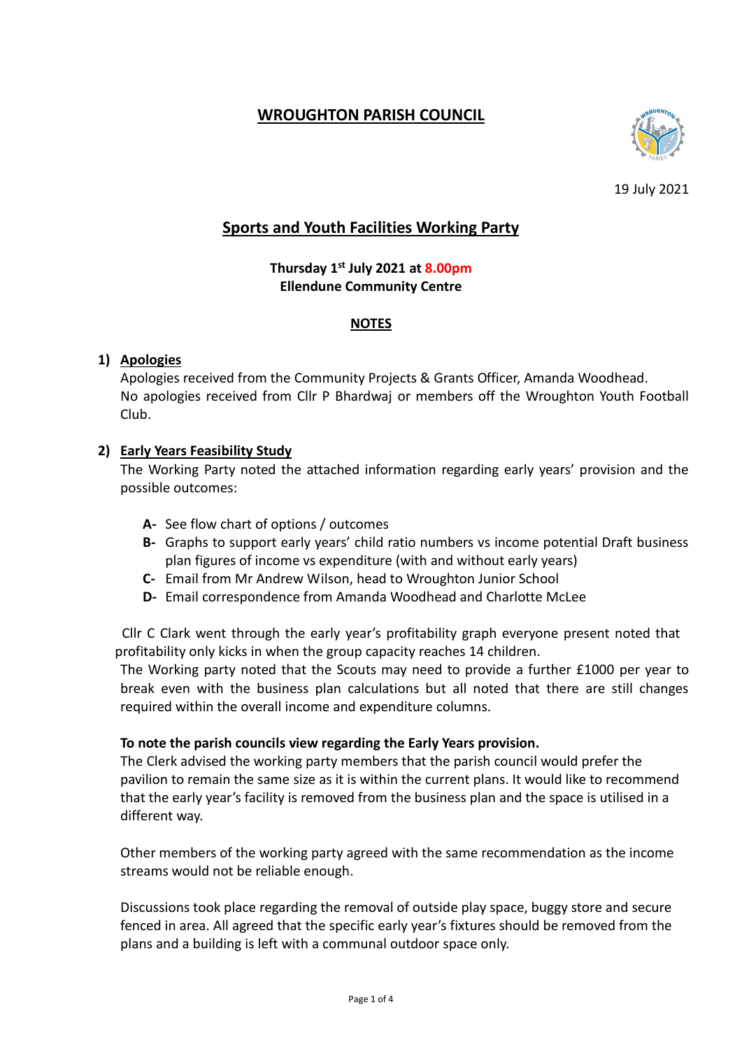# WROUGHTON PARISH COUNCIL

19 July 2021

## Sports and Youth Facilities Working Party

**Thursday 1st July 2021 at 8.00pm**
**Ellendune Community Centre**

### NOTES

**1) Apologies**

Apologies received from the Community Projects & Grants Officer, Amanda Woodhead.
No apologies received from Cllr P Bhardwaj or members off the Wroughton Youth Football Club.

**2) Early Years Feasibility Study**

The Working Party noted the attached information regarding early years' provision and the possible outcomes:

- **A-** See flow chart of options / outcomes
- **B-** Graphs to support early years' child ratio numbers vs income potential Draft business plan figures of income vs expenditure (with and without early years)
- **C-** Email from Mr Andrew Wilson, head to Wroughton Junior School
- **D-** Email correspondence from Amanda Woodhead and Charlotte McLee

Cllr C Clark went through the early year's profitability graph everyone present noted that profitability only kicks in when the group capacity reaches 14 children.
The Working party noted that the Scouts may need to provide a further £1000 per year to break even with the business plan calculations but all noted that there are still changes required within the overall income and expenditure columns.

**To note the parish councils view regarding the Early Years provision.**

The Clerk advised the working party members that the parish council would prefer the pavilion to remain the same size as it is within the current plans. It would like to recommend that the early year's facility is removed from the business plan and the space is utilised in a different way.

Other members of the working party agreed with the same recommendation as the income streams would not be reliable enough.

Discussions took place regarding the removal of outside play space, buggy store and secure fenced in area. All agreed that the specific early year's fixtures should be removed from the plans and a building is left with a communal outdoor space only.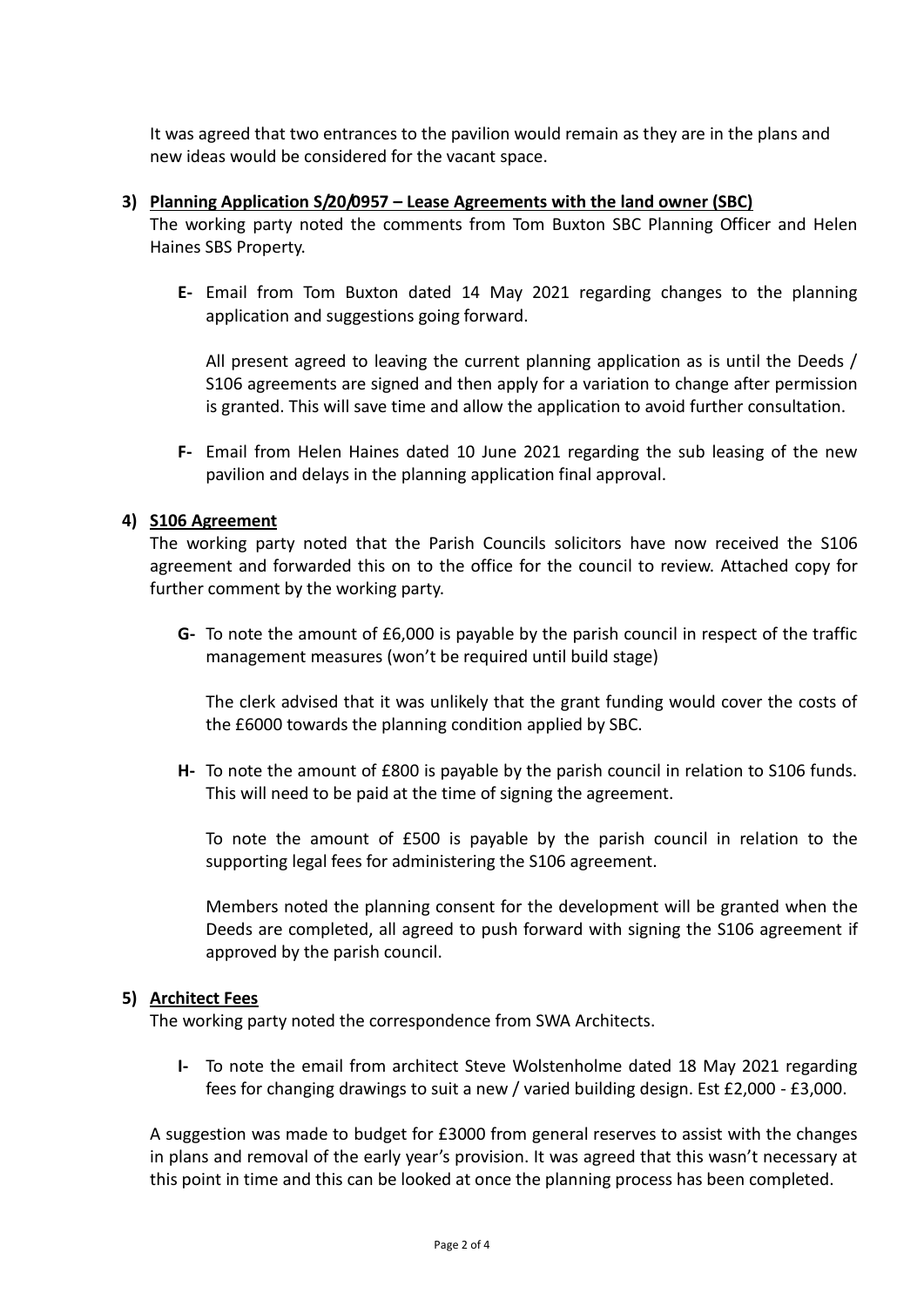It was agreed that two entrances to the pavilion would remain as they are in the plans and new ideas would be considered for the vacant space.

3) **Planning Application S/20/0957 – Lease Agreements with the land owner (SBC)**

The working party noted the comments from Tom Buxton SBC Planning Officer and Helen Haines SBS Property.

- **E-** Email from Tom Buxton dated 14 May 2021 regarding changes to the planning application and suggestions going forward.

  All present agreed to leaving the current planning application as is until the Deeds / S106 agreements are signed and then apply for a variation to change after permission is granted. This will save time and allow the application to avoid further consultation.

- **F-** Email from Helen Haines dated 10 June 2021 regarding the sub leasing of the new pavilion and delays in the planning application final approval.

4) **S106 Agreement**

The working party noted that the Parish Councils solicitors have now received the S106 agreement and forwarded this on to the office for the council to review. Attached copy for further comment by the working party.

- **G-** To note the amount of £6,000 is payable by the parish council in respect of the traffic management measures (won't be required until build stage)

  The clerk advised that it was unlikely that the grant funding would cover the costs of the £6000 towards the planning condition applied by SBC.

- **H-** To note the amount of £800 is payable by the parish council in relation to S106 funds. This will need to be paid at the time of signing the agreement.

  To note the amount of £500 is payable by the parish council in relation to the supporting legal fees for administering the S106 agreement.

  Members noted the planning consent for the development will be granted when the Deeds are completed, all agreed to push forward with signing the S106 agreement if approved by the parish council.

5) **Architect Fees**

The working party noted the correspondence from SWA Architects.

- **I-** To note the email from architect Steve Wolstenholme dated 18 May 2021 regarding fees for changing drawings to suit a new / varied building design. Est £2,000 - £3,000.

A suggestion was made to budget for £3000 from general reserves to assist with the changes in plans and removal of the early year's provision. It was agreed that this wasn't necessary at this point in time and this can be looked at once the planning process has been completed.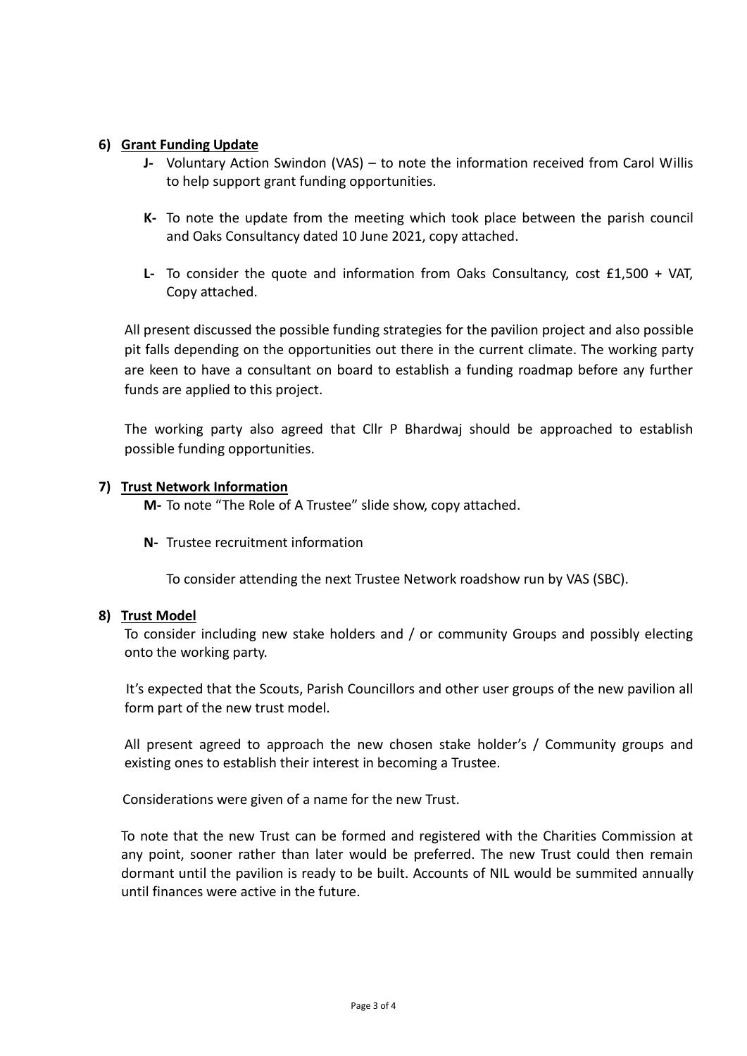**6) Grant Funding Update**

- **J-** Voluntary Action Swindon (VAS) – to note the information received from Carol Willis to help support grant funding opportunities.

- **K-** To note the update from the meeting which took place between the parish council and Oaks Consultancy dated 10 June 2021, copy attached.

- **L-** To consider the quote and information from Oaks Consultancy, cost £1,500 + VAT, Copy attached.

All present discussed the possible funding strategies for the pavilion project and also possible pit falls depending on the opportunities out there in the current climate. The working party are keen to have a consultant on board to establish a funding roadmap before any further funds are applied to this project.

The working party also agreed that Cllr P Bhardwaj should be approached to establish possible funding opportunities.

**7) Trust Network Information**

- **M-** To note "The Role of A Trustee" slide show, copy attached.

- **N-** Trustee recruitment information

  To consider attending the next Trustee Network roadshow run by VAS (SBC).

**8) Trust Model**

To consider including new stake holders and / or community Groups and possibly electing onto the working party.

It's expected that the Scouts, Parish Councillors and other user groups of the new pavilion all form part of the new trust model.

All present agreed to approach the new chosen stake holder's / Community groups and existing ones to establish their interest in becoming a Trustee.

Considerations were given of a name for the new Trust.

To note that the new Trust can be formed and registered with the Charities Commission at any point, sooner rather than later would be preferred. The new Trust could then remain dormant until the pavilion is ready to be built. Accounts of NIL would be summited annually until finances were active in the future.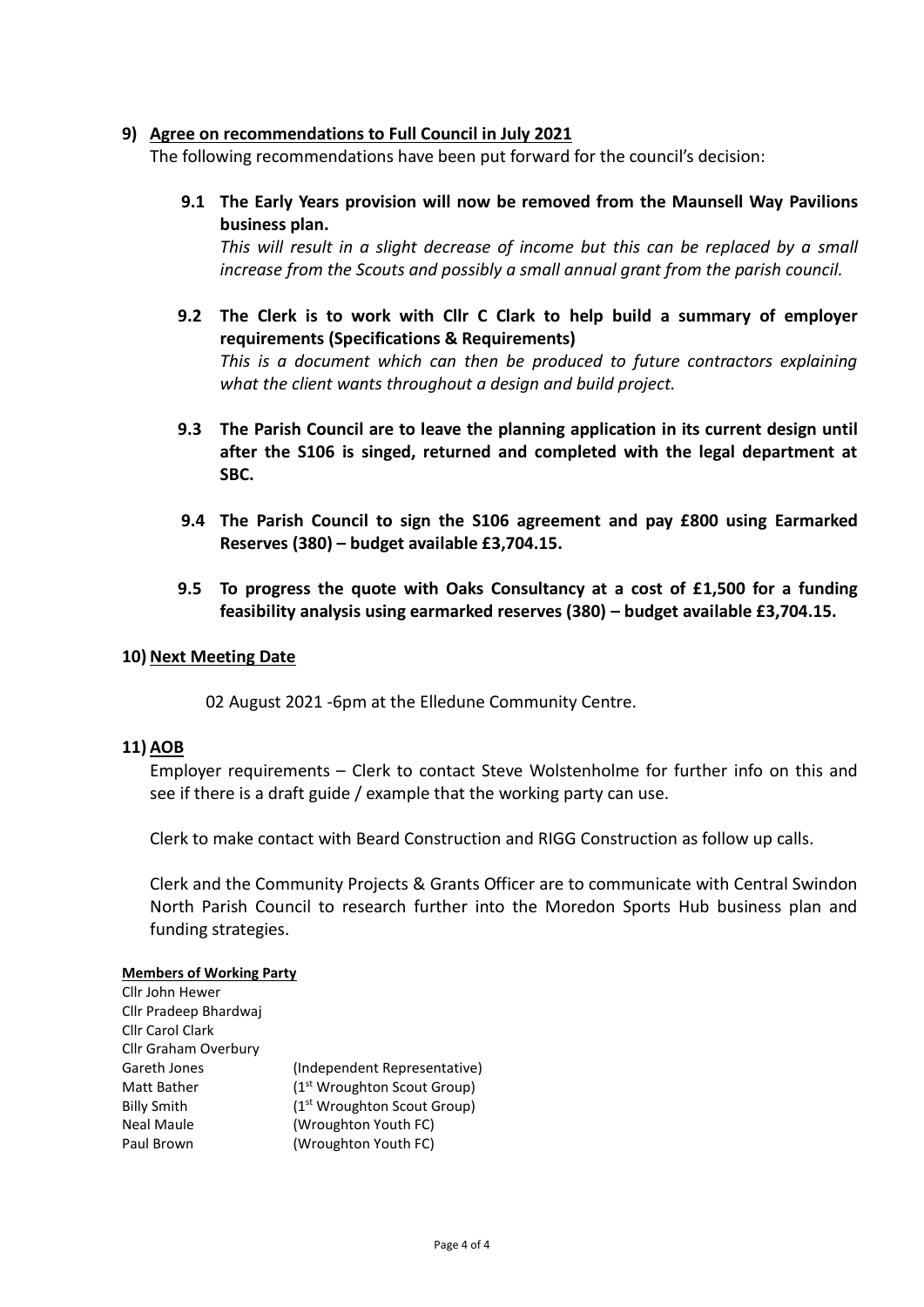## 9) Agree on recommendations to Full Council in July 2021

The following recommendations have been put forward for the council's decision:

**9.1 The Early Years provision will now be removed from the Maunsell Way Pavilions business plan.**

*This will result in a slight decrease of income but this can be replaced by a small increase from the Scouts and possibly a small annual grant from the parish council.*

**9.2 The Clerk is to work with Cllr C Clark to help build a summary of employer requirements (Specifications & Requirements)**

*This is a document which can then be produced to future contractors explaining what the client wants throughout a design and build project.*

**9.3 The Parish Council are to leave the planning application in its current design until after the S106 is singed, returned and completed with the legal department at SBC.**

**9.4 The Parish Council to sign the S106 agreement and pay £800 using Earmarked Reserves (380) – budget available £3,704.15.**

**9.5 To progress the quote with Oaks Consultancy at a cost of £1,500 for a funding feasibility analysis using earmarked reserves (380) – budget available £3,704.15.**

## 10) Next Meeting Date

02 August 2021 -6pm at the Elledune Community Centre.

## 11) AOB

Employer requirements – Clerk to contact Steve Wolstenholme for further info on this and see if there is a draft guide / example that the working party can use.

Clerk to make contact with Beard Construction and RIGG Construction as follow up calls.

Clerk and the Community Projects & Grants Officer are to communicate with Central Swindon North Parish Council to research further into the Moredon Sports Hub business plan and funding strategies.

**Members of Working Party**

Cllr John Hewer
Cllr Pradeep Bhardwaj
Cllr Carol Clark
Cllr Graham Overbury
Gareth Jones (Independent Representative)
Matt Bather (1st Wroughton Scout Group)
Billy Smith (1st Wroughton Scout Group)
Neal Maule (Wroughton Youth FC)
Paul Brown (Wroughton Youth FC)